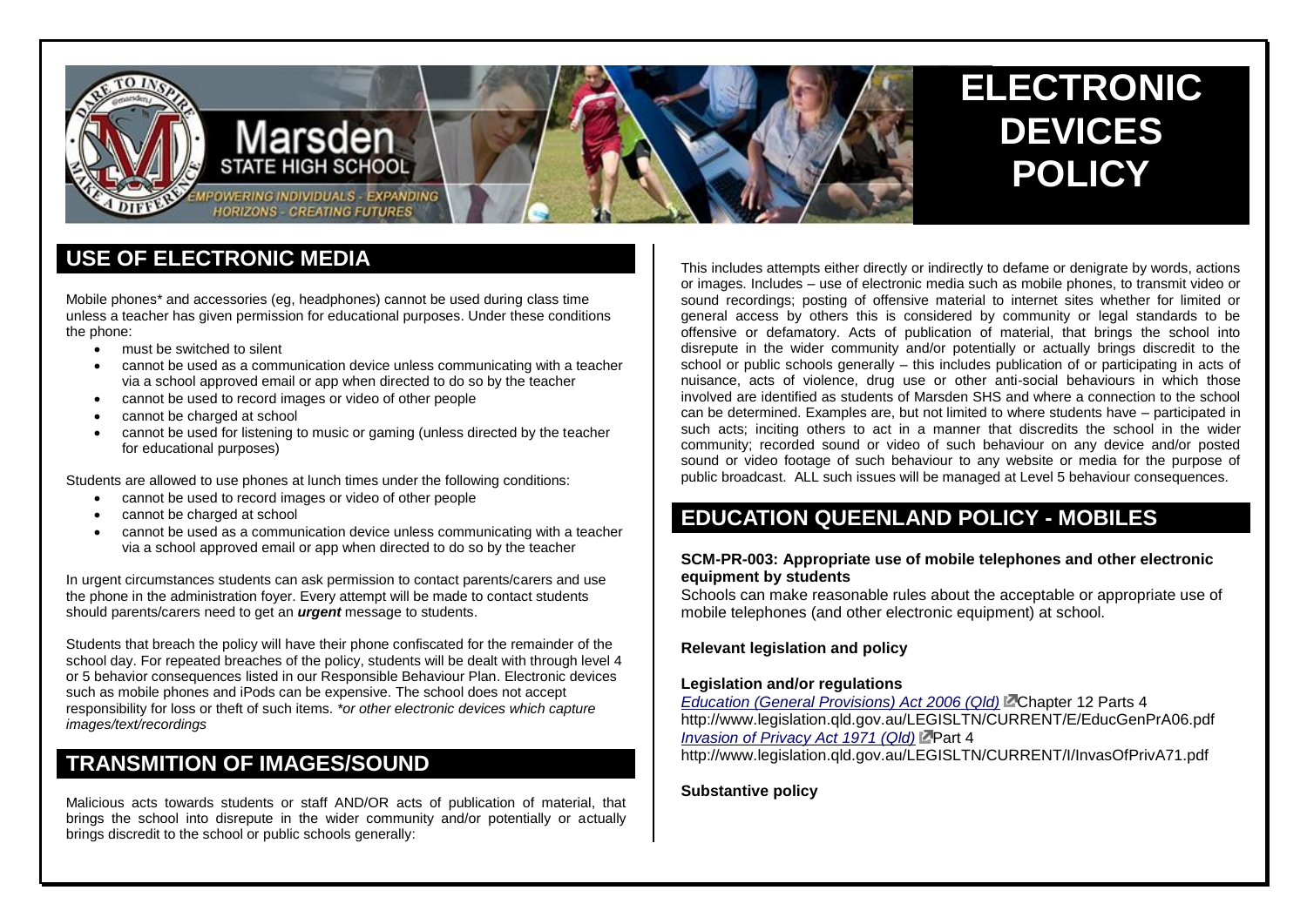# ELECTRONIC DEVICES POLICY

Marsden STATE HIGH SCHOOL

EMPOWERING INDIVIDUALS - EXPANDING HORIZONS - CREATING FUTURES

## USE OF ELECTRONIC MEDIA

Mobile phones* and accessories (eg, headphones) cannot be used during class time unless a teacher has given permission for educational purposes. Under these conditions the phone:

- must be switched to silent
- cannot be used as a communication device unless communicating with a teacher via a school approved email or app when directed to do so by the teacher
- cannot be used to record images or video of other people
- cannot be charged at school
- cannot be used for listening to music or gaming (unless directed by the teacher for educational purposes)

Students are allowed to use phones at lunch times under the following conditions:

- cannot be used to record images or video of other people
- cannot be charged at school
- cannot be used as a communication device unless communicating with a teacher via a school approved email or app when directed to do so by the teacher

In urgent circumstances students can ask permission to contact parents/carers and use the phone in the administration foyer. Every attempt will be made to contact students should parents/carers need to get an ***urgent*** message to students.

Students that breach the policy will have their phone confiscated for the remainder of the school day. For repeated breaches of the policy, students will be dealt with through level 4 or 5 behavior consequences listed in our Responsible Behaviour Plan. Electronic devices such as mobile phones and iPods can be expensive. The school does not accept responsibility for loss or theft of such items. *\*or other electronic devices which capture images/text/recordings*

## TRANSMITION OF IMAGES/SOUND

Malicious acts towards students or staff AND/OR acts of publication of material, that brings the school into disrepute in the wider community and/or potentially or actually brings discredit to the school or public schools generally:

This includes attempts either directly or indirectly to defame or denigrate by words, actions or images. Includes – use of electronic media such as mobile phones, to transmit video or sound recordings; posting of offensive material to internet sites whether for limited or general access by others this is considered by community or legal standards to be offensive or defamatory. Acts of publication of material, that brings the school into disrepute in the wider community and/or potentially or actually brings discredit to the school or public schools generally – this includes publication of or participating in acts of nuisance, acts of violence, drug use or other anti-social behaviours in which those involved are identified as students of Marsden SHS and where a connection to the school can be determined. Examples are, but not limited to where students have – participated in such acts; inciting others to act in a manner that discredits the school in the wider community; recorded sound or video of such behaviour on any device and/or posted sound or video footage of such behaviour to any website or media for the purpose of public broadcast. ALL such issues will be managed at Level 5 behaviour consequences.

## EDUCATION QUEENLAND POLICY - MOBILES

**SCM-PR-003: Appropriate use of mobile telephones and other electronic equipment by students**

Schools can make reasonable rules about the acceptable or appropriate use of mobile telephones (and other electronic equipment) at school.

**Relevant legislation and policy**

**Legislation and/or regulations**

*Education (General Provisions) Act 2006 (Qld)* Chapter 12 Parts 4
http://www.legislation.qld.gov.au/LEGISLTN/CURRENT/E/EducGenPrA06.pdf
*Invasion of Privacy Act 1971 (Qld)* Part 4
http://www.legislation.qld.gov.au/LEGISLTN/CURRENT/I/InvasOfPrivA71.pdf

**Substantive policy**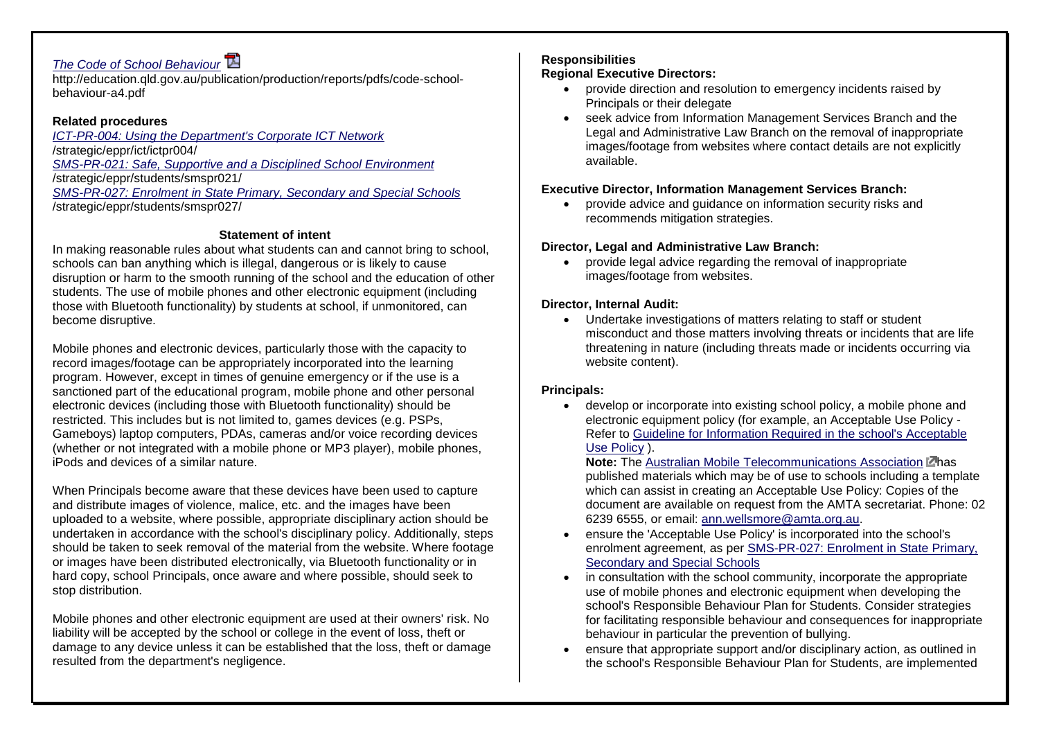*[The Code of School Behaviour](http://education.qld.gov.au/publication/production/reports/pdfs/code-school-behaviour-a4.pdf)*
http://education.qld.gov.au/publication/production/reports/pdfs/code-school-behaviour-a4.pdf

**Related procedures**

*ICT-PR-004: Using the Department's Corporate ICT Network*
/strategic/eppr/ict/ictpr004/
*SMS-PR-021: Safe, Supportive and a Disciplined School Environment*
/strategic/eppr/students/smspr021/
*SMS-PR-027: Enrolment in State Primary, Secondary and Special Schools*
/strategic/eppr/students/smspr027/

**Statement of intent**

In making reasonable rules about what students can and cannot bring to school, schools can ban anything which is illegal, dangerous or is likely to cause disruption or harm to the smooth running of the school and the education of other students. The use of mobile phones and other electronic equipment (including those with Bluetooth functionality) by students at school, if unmonitored, can become disruptive.

Mobile phones and electronic devices, particularly those with the capacity to record images/footage can be appropriately incorporated into the learning program. However, except in times of genuine emergency or if the use is a sanctioned part of the educational program, mobile phone and other personal electronic devices (including those with Bluetooth functionality) should be restricted. This includes but is not limited to, games devices (e.g. PSPs, Gameboys) laptop computers, PDAs, cameras and/or voice recording devices (whether or not integrated with a mobile phone or MP3 player), mobile phones, iPods and devices of a similar nature.

When Principals become aware that these devices have been used to capture and distribute images of violence, malice, etc. and the images have been uploaded to a website, where possible, appropriate disciplinary action should be undertaken in accordance with the school's disciplinary policy. Additionally, steps should be taken to seek removal of the material from the website. Where footage or images have been distributed electronically, via Bluetooth functionality or in hard copy, school Principals, once aware and where possible, should seek to stop distribution.

Mobile phones and other electronic equipment are used at their owners' risk. No liability will be accepted by the school or college in the event of loss, theft or damage to any device unless it can be established that the loss, theft or damage resulted from the department's negligence.

**Responsibilities**

**Regional Executive Directors:**

- provide direction and resolution to emergency incidents raised by Principals or their delegate
- seek advice from Information Management Services Branch and the Legal and Administrative Law Branch on the removal of inappropriate images/footage from websites where contact details are not explicitly available.

**Executive Director, Information Management Services Branch:**

- provide advice and guidance on information security risks and recommends mitigation strategies.

**Director, Legal and Administrative Law Branch:**

- provide legal advice regarding the removal of inappropriate images/footage from websites.

**Director, Internal Audit:**

- Undertake investigations of matters relating to staff or student misconduct and those matters involving threats or incidents that are life threatening in nature (including threats made or incidents occurring via website content).

**Principals:**

- develop or incorporate into existing school policy, a mobile phone and electronic equipment policy (for example, an Acceptable Use Policy - Refer to Guideline for Information Required in the school's Acceptable Use Policy ).
  **Note:** The Australian Mobile Telecommunications Association has published materials which may be of use to schools including a template which can assist in creating an Acceptable Use Policy: Copies of the document are available on request from the AMTA secretariat. Phone: 02 6239 6555, or email: ann.wellsmore@amta.org.au.
- ensure the 'Acceptable Use Policy' is incorporated into the school's enrolment agreement, as per SMS-PR-027: Enrolment in State Primary, Secondary and Special Schools
- in consultation with the school community, incorporate the appropriate use of mobile phones and electronic equipment when developing the school's Responsible Behaviour Plan for Students. Consider strategies for facilitating responsible behaviour and consequences for inappropriate behaviour in particular the prevention of bullying.
- ensure that appropriate support and/or disciplinary action, as outlined in the school's Responsible Behaviour Plan for Students, are implemented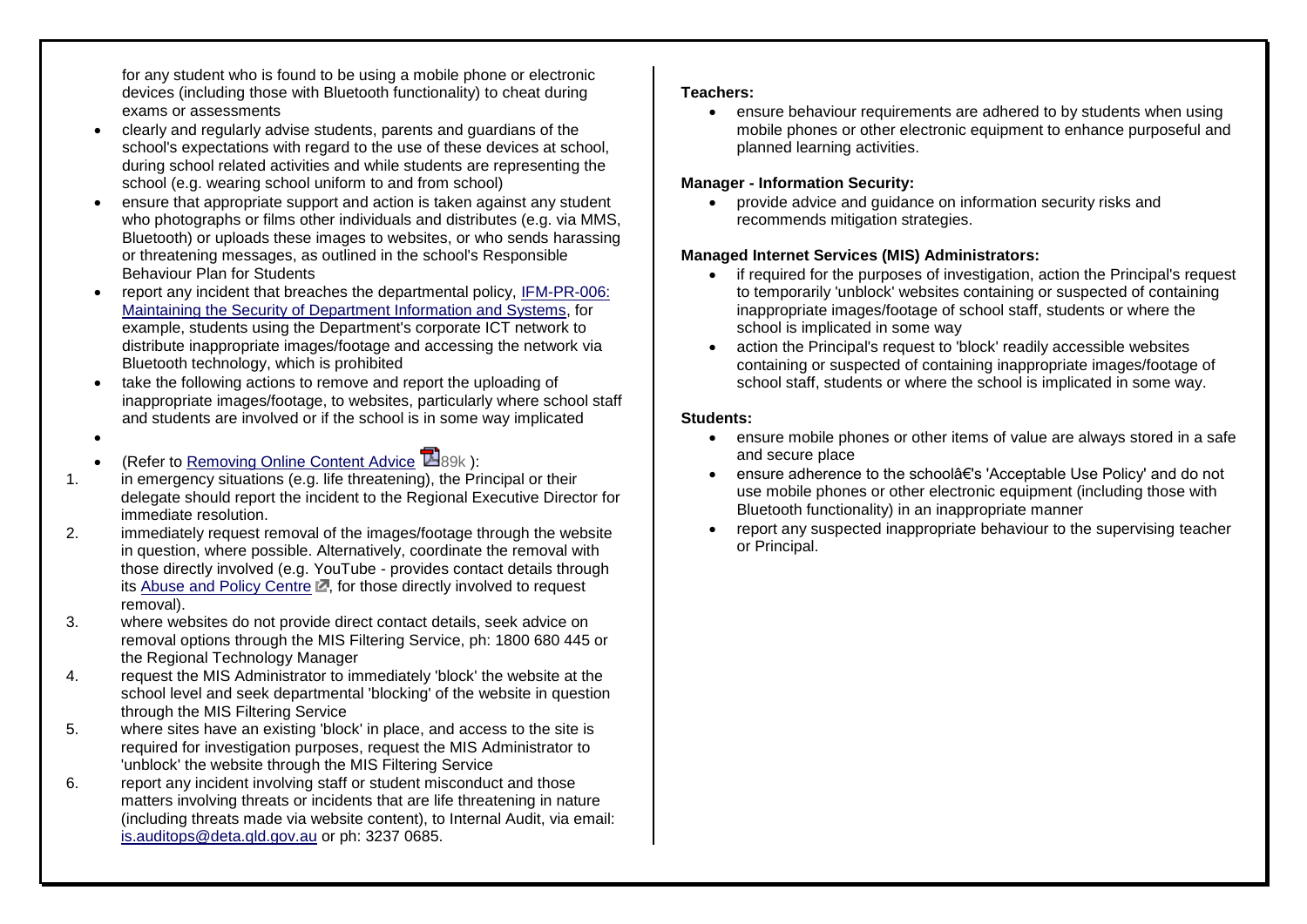for any student who is found to be using a mobile phone or electronic devices (including those with Bluetooth functionality) to cheat during exams or assessments

- clearly and regularly advise students, parents and guardians of the school's expectations with regard to the use of these devices at school, during school related activities and while students are representing the school (e.g. wearing school uniform to and from school)
- ensure that appropriate support and action is taken against any student who photographs or films other individuals and distributes (e.g. via MMS, Bluetooth) or uploads these images to websites, or who sends harassing or threatening messages, as outlined in the school's Responsible Behaviour Plan for Students
- report any incident that breaches the departmental policy, IFM-PR-006: Maintaining the Security of Department Information and Systems, for example, students using the Department's corporate ICT network to distribute inappropriate images/footage and accessing the network via Bluetooth technology, which is prohibited
- take the following actions to remove and report the uploading of inappropriate images/footage, to websites, particularly where school staff and students are involved or if the school is in some way implicated
- 
- (Refer to Removing Online Content Advice 89k ):

1. in emergency situations (e.g. life threatening), the Principal or their delegate should report the incident to the Regional Executive Director for immediate resolution.
2. immediately request removal of the images/footage through the website in question, where possible. Alternatively, coordinate the removal with those directly involved (e.g. YouTube - provides contact details through its Abuse and Policy Centre, for those directly involved to request removal).
3. where websites do not provide direct contact details, seek advice on removal options through the MIS Filtering Service, ph: 1800 680 445 or the Regional Technology Manager
4. request the MIS Administrator to immediately 'block' the website at the school level and seek departmental 'blocking' of the website in question through the MIS Filtering Service
5. where sites have an existing 'block' in place, and access to the site is required for investigation purposes, request the MIS Administrator to 'unblock' the website through the MIS Filtering Service
6. report any incident involving staff or student misconduct and those matters involving threats or incidents that are life threatening in nature (including threats made via website content), to Internal Audit, via email: is.auditops@deta.qld.gov.au or ph: 3237 0685.

**Teachers:**

- ensure behaviour requirements are adhered to by students when using mobile phones or other electronic equipment to enhance purposeful and planned learning activities.

**Manager - Information Security:**

- provide advice and guidance on information security risks and recommends mitigation strategies.

**Managed Internet Services (MIS) Administrators:**

- if required for the purposes of investigation, action the Principal's request to temporarily 'unblock' websites containing or suspected of containing inappropriate images/footage of school staff, students or where the school is implicated in some way
- action the Principal's request to 'block' readily accessible websites containing or suspected of containing inappropriate images/footage of school staff, students or where the school is implicated in some way.

**Students:**

- ensure mobile phones or other items of value are always stored in a safe and secure place
- ensure adherence to the schoolâ€'s 'Acceptable Use Policy' and do not use mobile phones or other electronic equipment (including those with Bluetooth functionality) in an inappropriate manner
- report any suspected inappropriate behaviour to the supervising teacher or Principal.